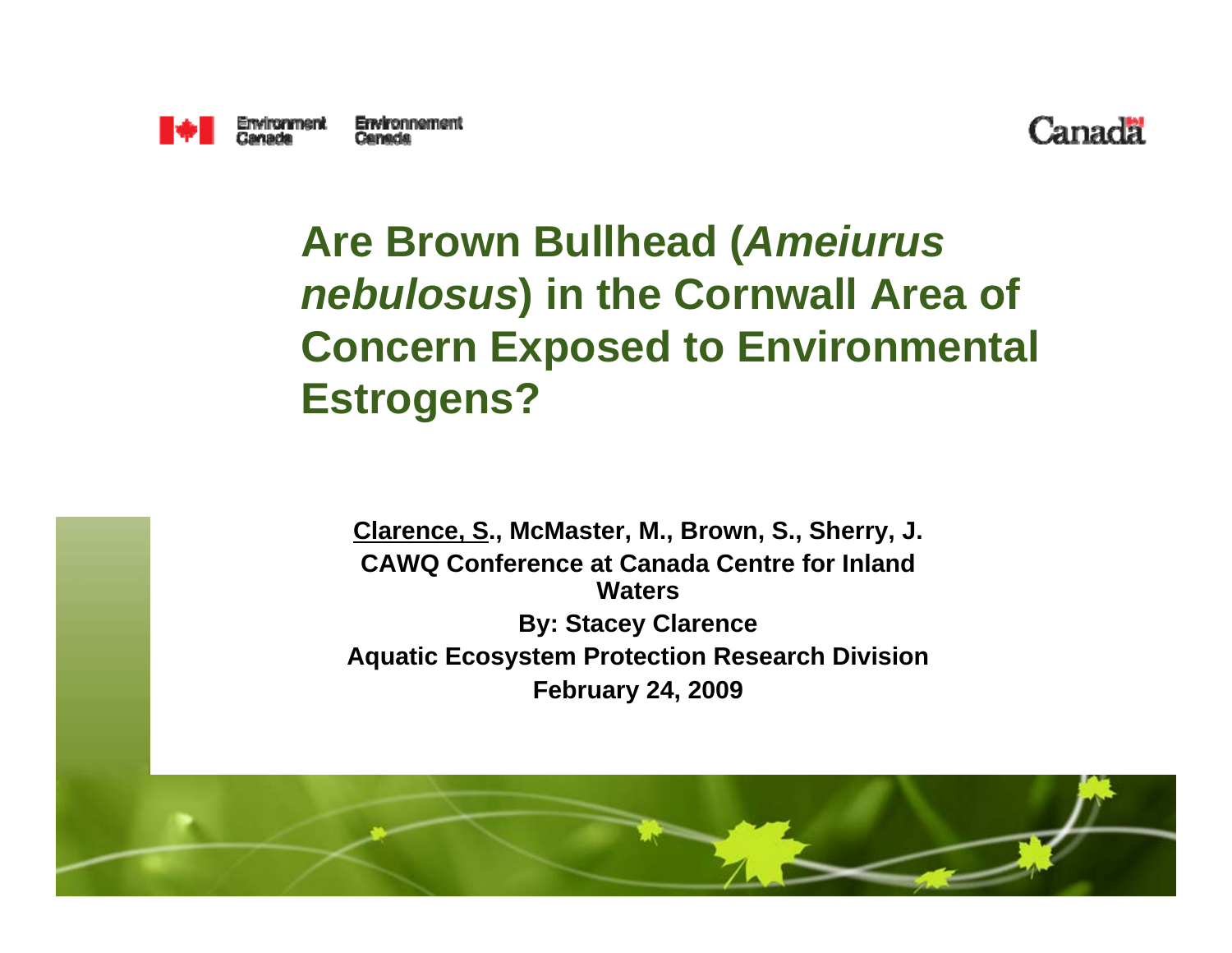Environment Canada Environnement Canada

Canada

# Are Brown Bullhead (*Ameiurus nebulosus*) in the Cornwall Area of Concern Exposed to Environmental Estrogens?

**<u>Clarence, S</u>., McMaster, M., Brown, S., Sherry, J.**

**CAWQ Conference at Canada Centre for Inland Waters**

**By: Stacey Clarence**

**Aquatic Ecosystem Protection Research Division**

**February 24, 2009**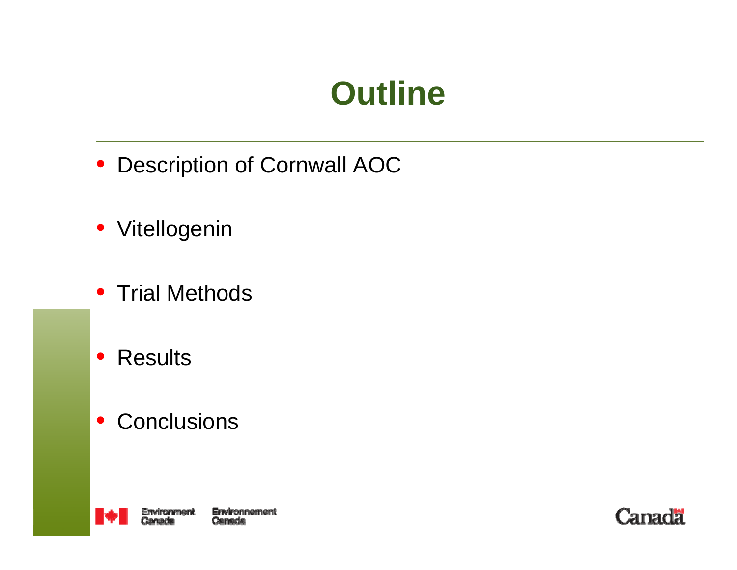# Outline

- Description of Cornwall AOC
- Vitellogenin
- Trial Methods
- Results
- Conclusions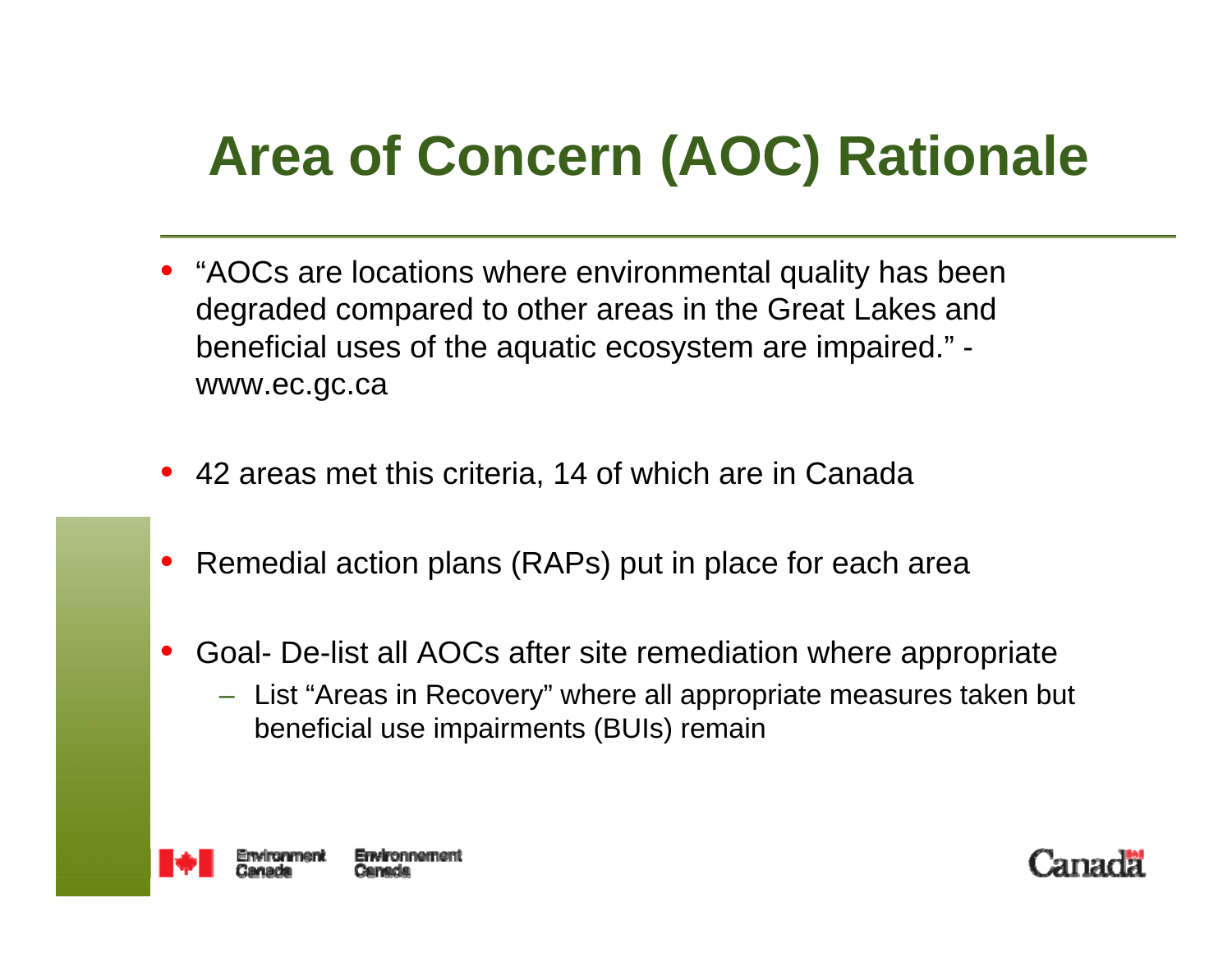# Area of Concern (AOC) Rationale

- "AOCs are locations where environmental quality has been degraded compared to other areas in the Great Lakes and beneficial uses of the aquatic ecosystem are impaired." - www.ec.gc.ca
- 42 areas met this criteria, 14 of which are in Canada
- Remedial action plans (RAPs) put in place for each area
- Goal- De-list all AOCs after site remediation where appropriate
  - List "Areas in Recovery" where all appropriate measures taken but beneficial use impairments (BUIs) remain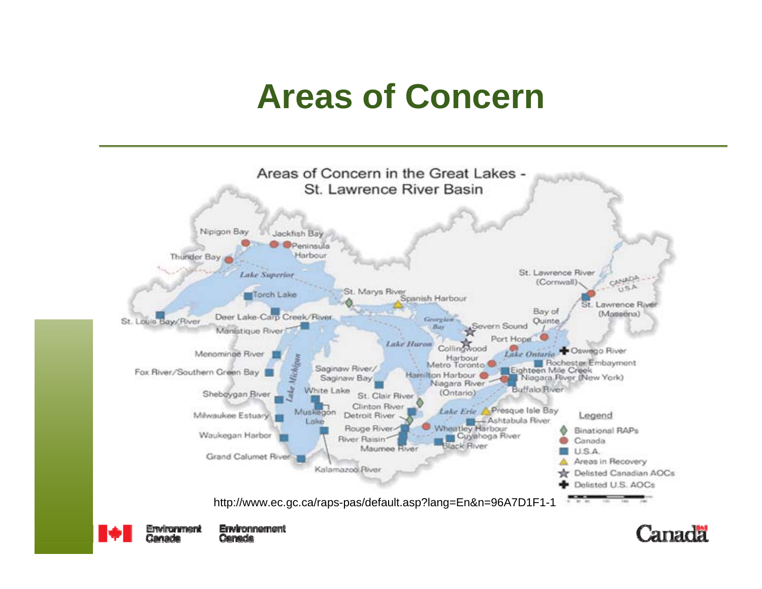# Areas of Concern

Areas of Concern in the Great Lakes - St. Lawrence River Basin

Nipigon Bay, Jackfish Bay, Peninsula Harbour, Thunder Bay, Lake Superior, Torch Lake, St. Marys River, Spanish Harbour, St. Louis Bay/River, Deer Lake-Carp Creek/River, Manistique River, Georgian Bay, Severn Sound, Lake Huron, Collingwood Harbour, Menominee River, Lake Michigan, Fox River/Southern Green Bay, Saginaw River/Saginaw Bay, Sheboygan River, White Lake, St. Clair River, Clinton River, Muskegon Lake, Detroit River, Milwaukee Estuary, Rouge River, River Raisin, Waukegan Harbor, Maumee River, Grand Calumet River, Kalamazoo River, Lake Erie, Presque Isle Bay, Ashtabula River, Wheatley Harbour, Cuyahoga River, Black River, Metro Toronto, Hamilton Harbour, Niagara River (Ontario), Lake Ontario, Port Hope, Bay of Quinte, Oswego River, Rochester Embayment, Eighteen Mile Creek, Niagara River (New York), Buffalo River, St. Lawrence River (Cornwall), St. Lawrence River (Massena), CANADA, U.S.A.

Legend

- Binational RAPs
- Canada
- U.S.A.
- Areas in Recovery
- Delisted Canadian AOCs
- Delisted U.S. AOCs

http://www.ec.gc.ca/raps-pas/default.asp?lang=En&n=96A7D1F1-1

Environment Canada Environnement Canada

Canada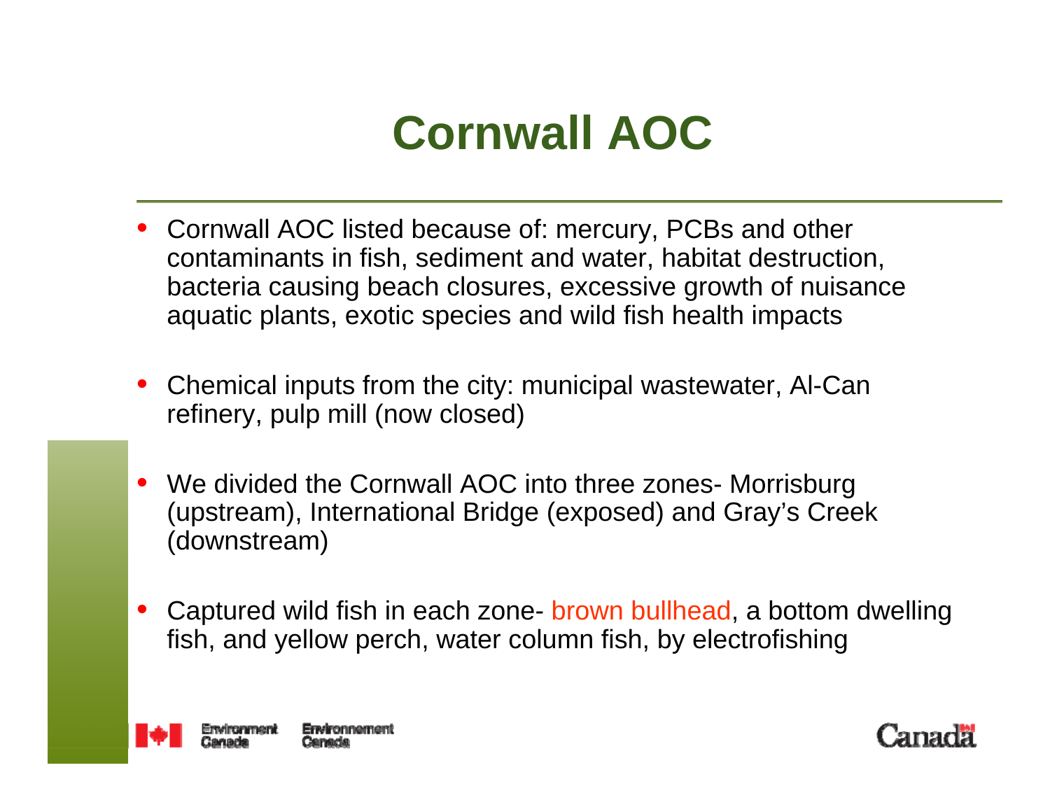# Cornwall AOC

- Cornwall AOC listed because of: mercury, PCBs and other contaminants in fish, sediment and water, habitat destruction, bacteria causing beach closures, excessive growth of nuisance aquatic plants, exotic species and wild fish health impacts

- Chemical inputs from the city: municipal wastewater, Al-Can refinery, pulp mill (now closed)

- We divided the Cornwall AOC into three zones- Morrisburg (upstream), International Bridge (exposed) and Gray's Creek (downstream)

- Captured wild fish in each zone- brown bullhead, a bottom dwelling fish, and yellow perch, water column fish, by electrofishing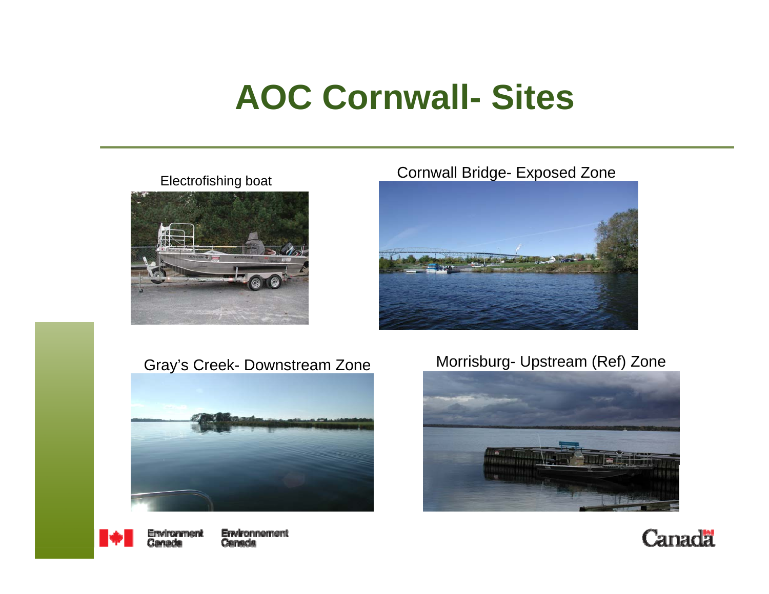# AOC Cornwall- Sites

Electrofishing boat

Cornwall Bridge- Exposed Zone

Gray's Creek- Downstream Zone

Morrisburg- Upstream (Ref) Zone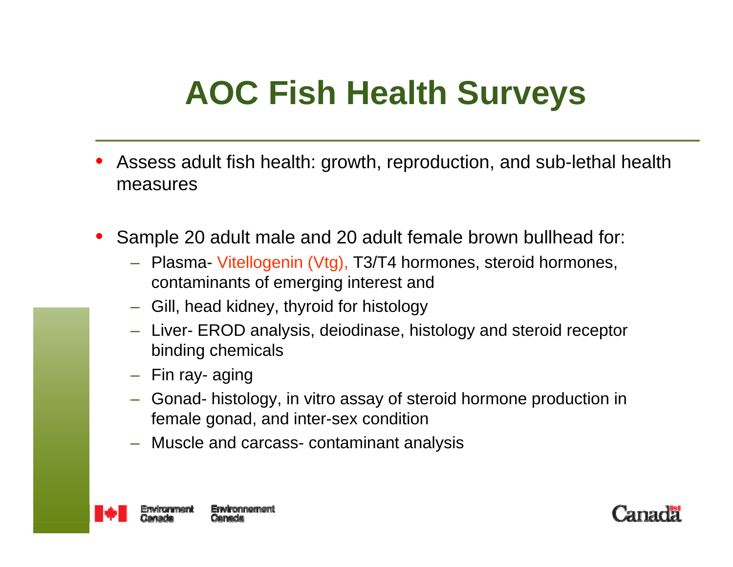# AOC Fish Health Surveys

- Assess adult fish health: growth, reproduction, and sub-lethal health measures

- Sample 20 adult male and 20 adult female brown bullhead for:
  - Plasma- Vitellogenin (Vtg), T3/T4 hormones, steroid hormones, contaminants of emerging interest and
  - Gill, head kidney, thyroid for histology
  - Liver- EROD analysis, deiodinase, histology and steroid receptor binding chemicals
  - Fin ray- aging
  - Gonad- histology, in vitro assay of steroid hormone production in female gonad, and inter-sex condition
  - Muscle and carcass- contaminant analysis

Environment Canada Environnement Canada

Canada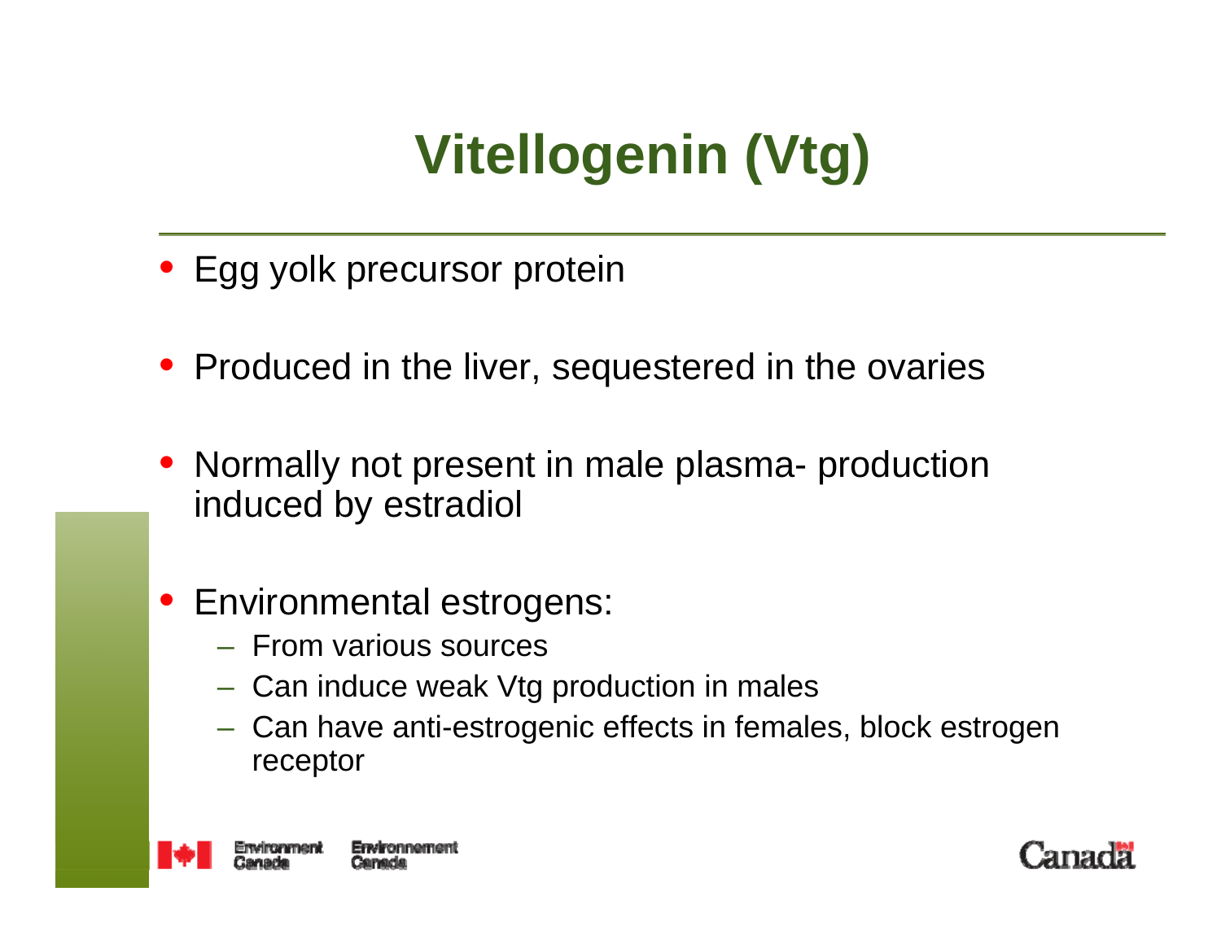# Vitellogenin (Vtg)

- Egg yolk precursor protein
- Produced in the liver, sequestered in the ovaries
- Normally not present in male plasma- production induced by estradiol
- Environmental estrogens:
  - From various sources
  - Can induce weak Vtg production in males
  - Can have anti-estrogenic effects in females, block estrogen receptor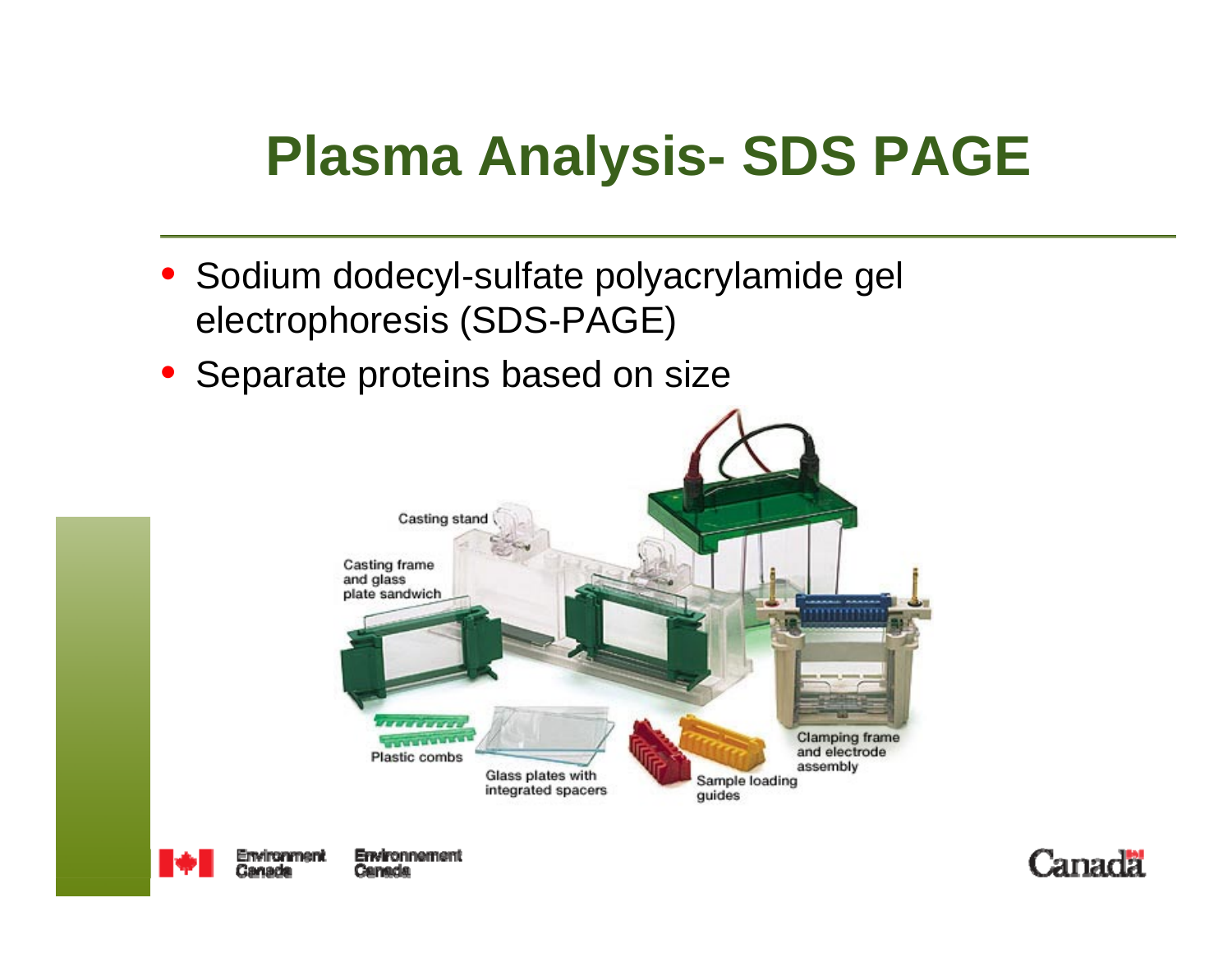# Plasma Analysis- SDS PAGE

- Sodium dodecyl-sulfate polyacrylamide gel electrophoresis (SDS-PAGE)
- Separate proteins based on size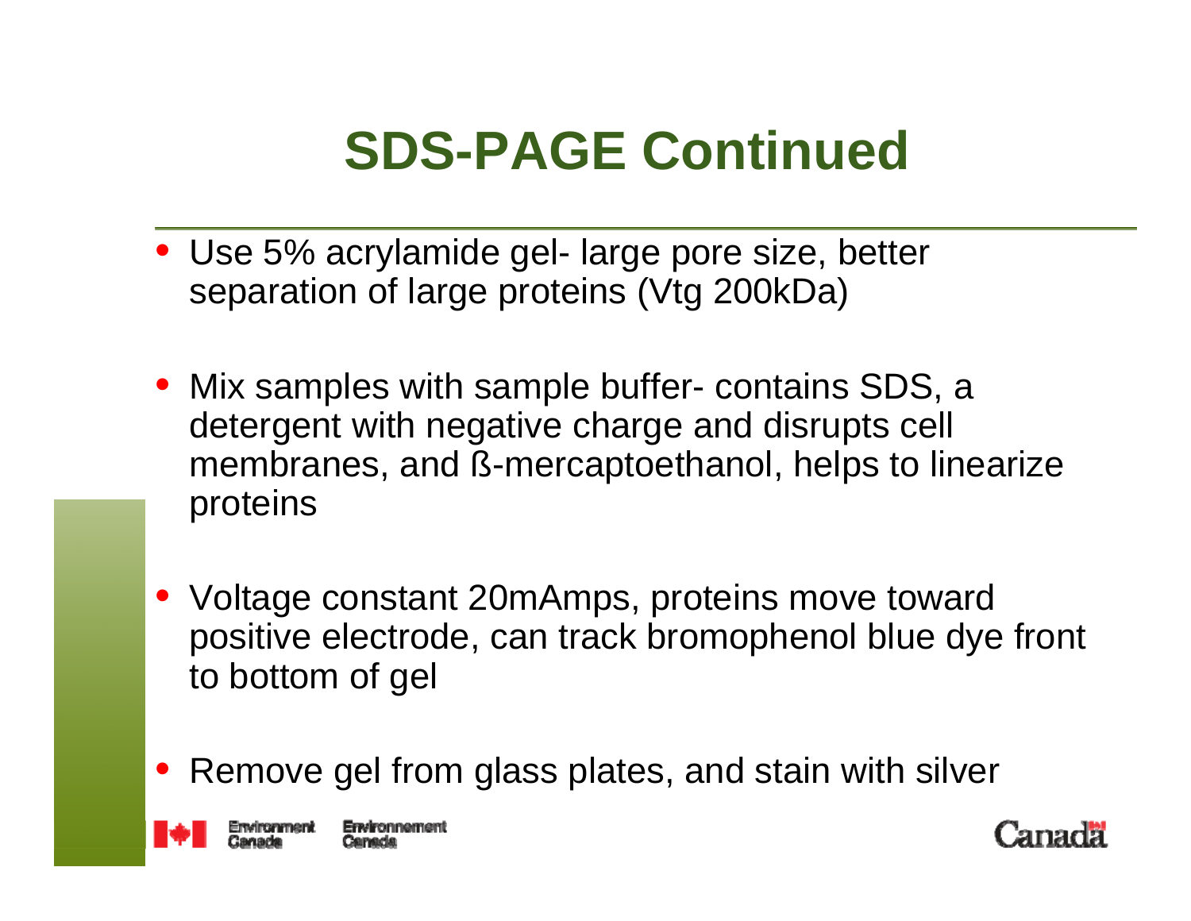# SDS-PAGE Continued

- Use 5% acrylamide gel- large pore size, better separation of large proteins (Vtg 200kDa)
- Mix samples with sample buffer- contains SDS, a detergent with negative charge and disrupts cell membranes, and ß-mercaptoethanol, helps to linearize proteins
- Voltage constant 20mAmps, proteins move toward positive electrode, can track bromophenol blue dye front to bottom of gel
- Remove gel from glass plates, and stain with silver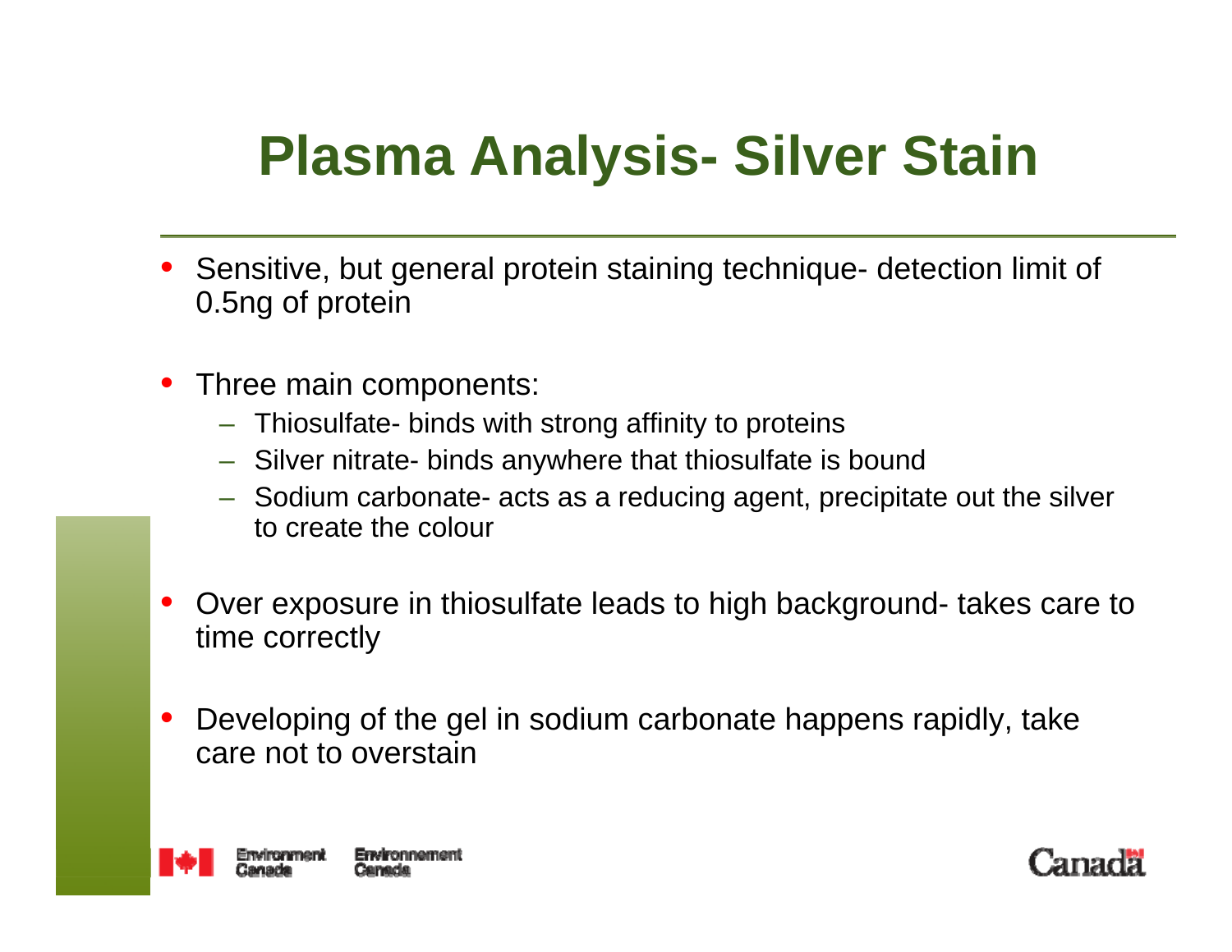# Plasma Analysis- Silver Stain

- Sensitive, but general protein staining technique- detection limit of 0.5ng of protein

- Three main components:
  - Thiosulfate- binds with strong affinity to proteins
  - Silver nitrate- binds anywhere that thiosulfate is bound
  - Sodium carbonate- acts as a reducing agent, precipitate out the silver to create the colour

- Over exposure in thiosulfate leads to high background- takes care to time correctly

- Developing of the gel in sodium carbonate happens rapidly, take care not to overstain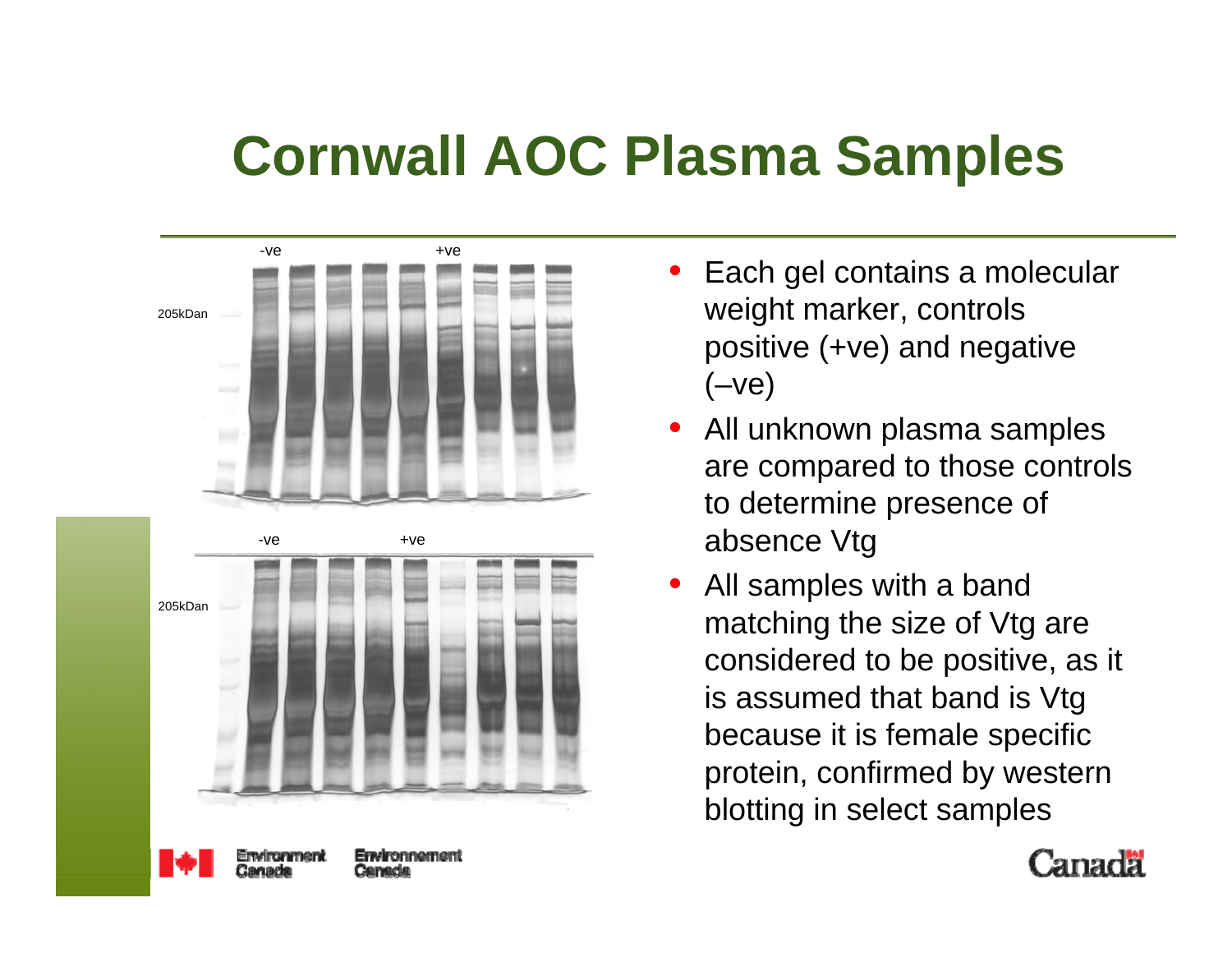# Cornwall AOC Plasma Samples

-ve +ve

205kDan

-ve +ve

205kDan

- Each gel contains a molecular weight marker, controls positive (+ve) and negative (–ve)
- All unknown plasma samples are compared to those controls to determine presence of absence Vtg
- All samples with a band matching the size of Vtg are considered to be positive, as it is assumed that band is Vtg because it is female specific protein, confirmed by western blotting in select samples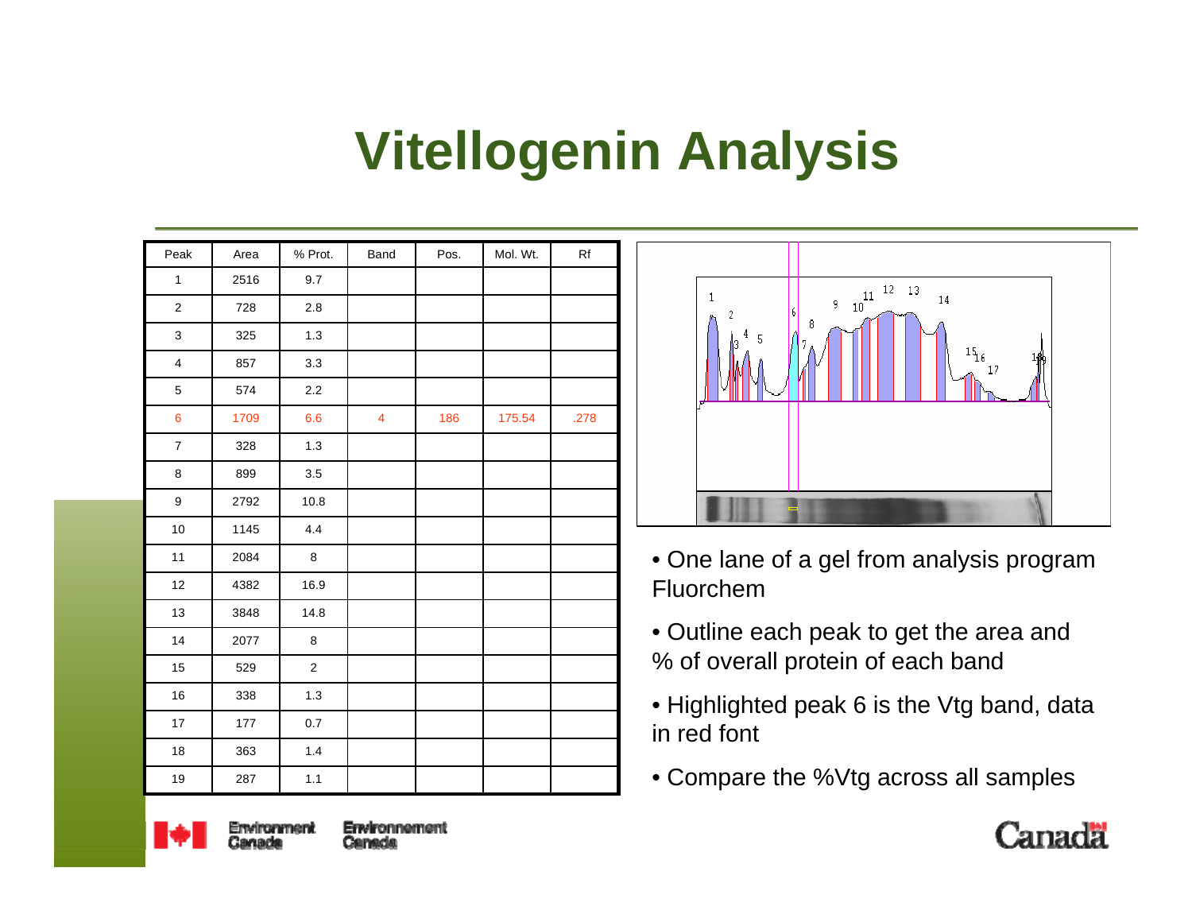# Vitellogenin Analysis

| Peak | Area | % Prot. | Band | Pos. | Mol. Wt. | Rf |
|---|---|---|---|---|---|---|
| 1 | 2516 | 9.7 | | | | |
| 2 | 728 | 2.8 | | | | |
| 3 | 325 | 1.3 | | | | |
| 4 | 857 | 3.3 | | | | |
| 5 | 574 | 2.2 | | | | |
| 6 | 1709 | 6.6 | 4 | 186 | 175.54 | .278 |
| 7 | 328 | 1.3 | | | | |
| 8 | 899 | 3.5 | | | | |
| 9 | 2792 | 10.8 | | | | |
| 10 | 1145 | 4.4 | | | | |
| 11 | 2084 | 8 | | | | |
| 12 | 4382 | 16.9 | | | | |
| 13 | 3848 | 14.8 | | | | |
| 14 | 2077 | 8 | | | | |
| 15 | 529 | 2 | | | | |
| 16 | 338 | 1.3 | | | | |
| 17 | 177 | 0.7 | | | | |
| 18 | 363 | 1.4 | | | | |
| 19 | 287 | 1.1 | | | | |

- One lane of a gel from analysis program Fluorchem
- Outline each peak to get the area and % of overall protein of each band
- Highlighted peak 6 is the Vtg band, data in red font
- Compare the %Vtg across all samples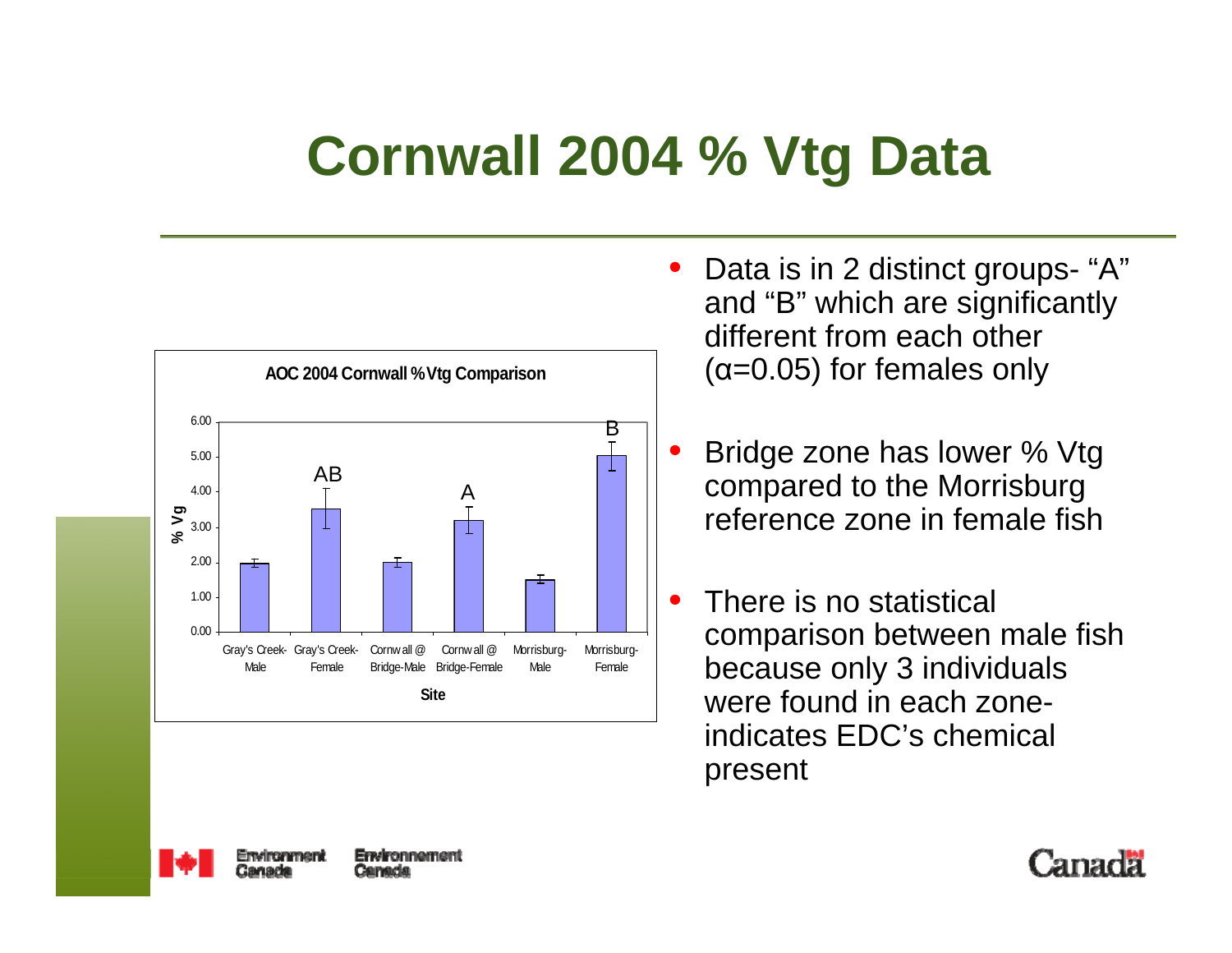# Cornwall 2004 % Vtg Data

**AOC 2004 Cornwall % Vtg Comparison**

| Site | % Vg | Group |
|---|---|---|
| Gray's Creek-Male | 1.97 | |
| Gray's Creek-Female | 3.53 | AB |
| Cornwall @ Bridge-Male | 2.00 | |
| Cornwall @ Bridge-Female | 3.20 | A |
| Morrisburg-Male | 1.50 | |
| Morrisburg-Female | 5.03 | B |

- Data is in 2 distinct groups- "A" and "B" which are significantly different from each other ($\alpha$=0.05) for females only
- Bridge zone has lower % Vtg compared to the Morrisburg reference zone in female fish
- There is no statistical comparison between male fish because only 3 individuals were found in each zone- indicates EDC's chemical present

Environment Canada | Environnement Canada

Canada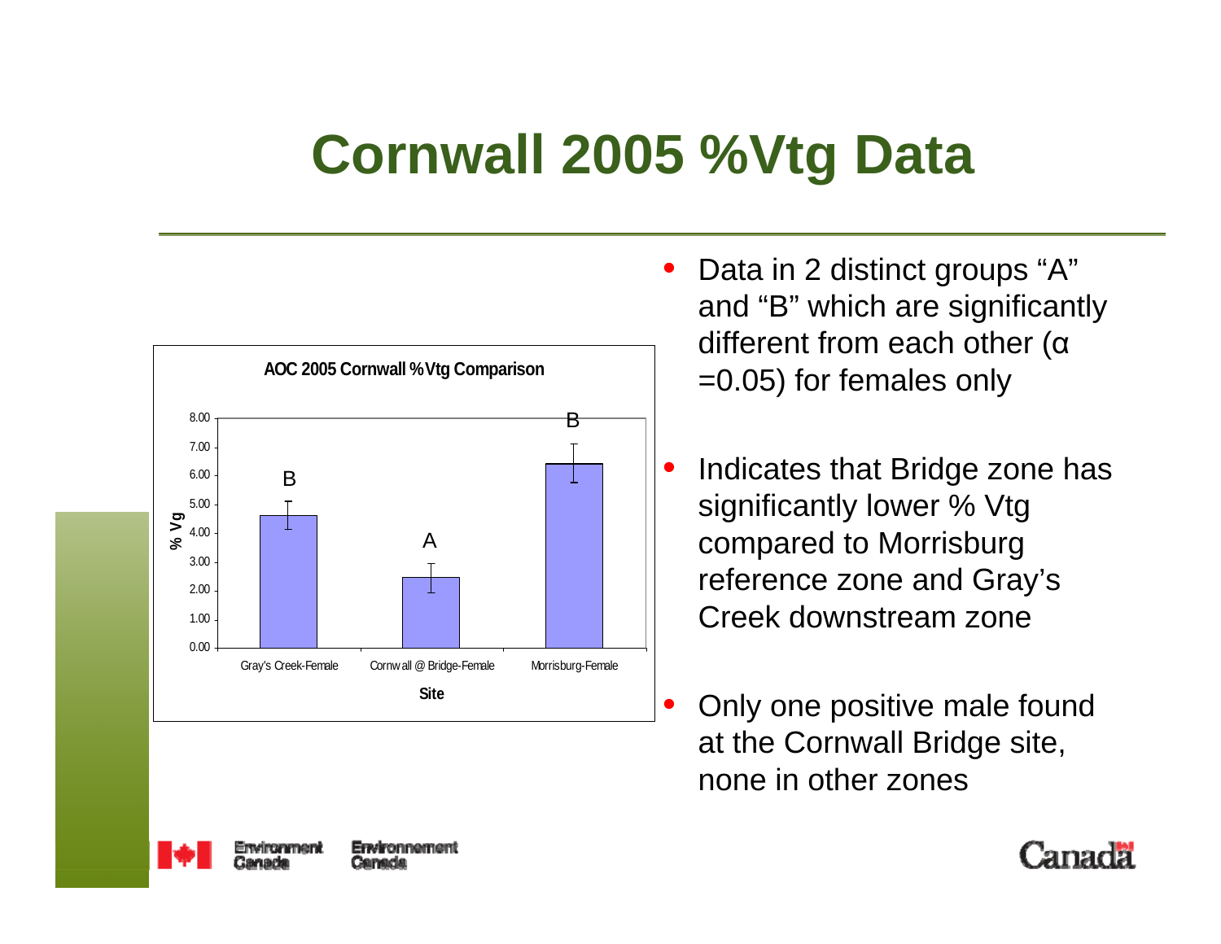# Cornwall 2005 %Vtg Data

**AOC 2005 Cornwall %Vtg Comparison**

| Site | % Vg | Group |
|---|---|---|
| Gray's Creek-Female | ~4.6 | B |
| Cornwall @ Bridge-Female | ~2.4 | A |
| Morrisburg-Female | ~6.4 | B |

- Data in 2 distinct groups "A" and "B" which are significantly different from each other ($\alpha = 0.05$) for females only
- Indicates that Bridge zone has significantly lower % Vtg compared to Morrisburg reference zone and Gray's Creek downstream zone
- Only one positive male found at the Cornwall Bridge site, none in other zones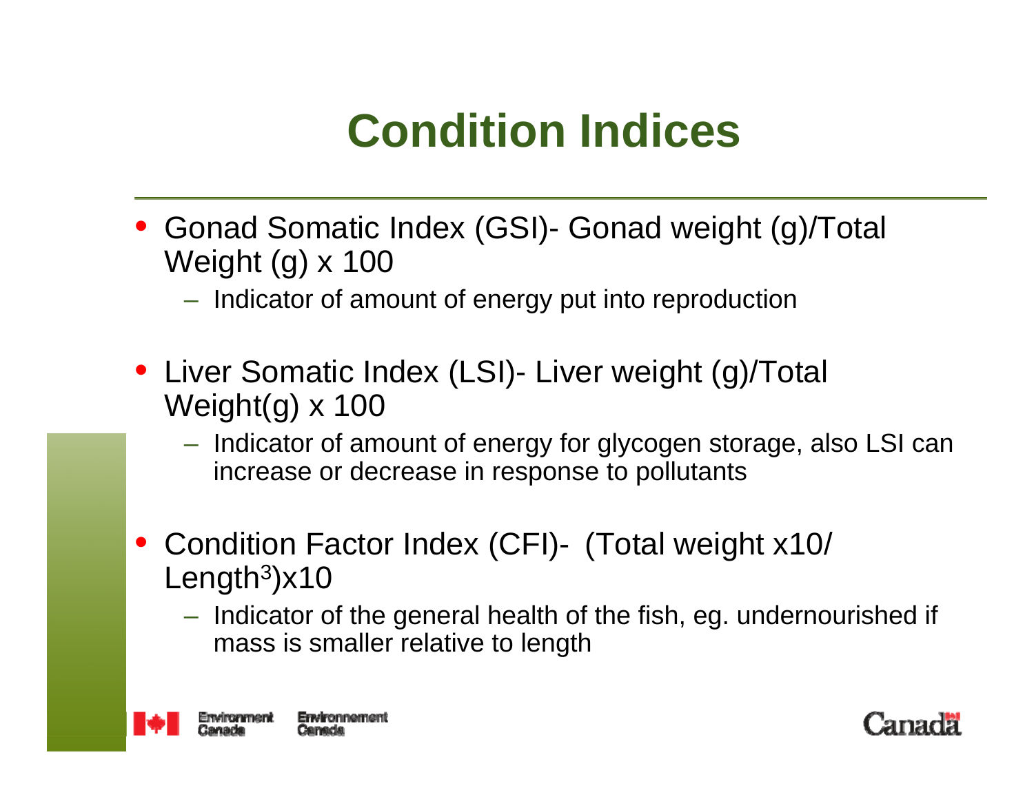# Condition Indices

- Gonad Somatic Index (GSI)- Gonad weight (g)/Total Weight (g) x 100
  - Indicator of amount of energy put into reproduction
- Liver Somatic Index (LSI)- Liver weight (g)/Total Weight(g) x 100
  - Indicator of amount of energy for glycogen storage, also LSI can increase or decrease in response to pollutants
- Condition Factor Index (CFI)- (Total weight x10/ Length$^3$)x10
  - Indicator of the general health of the fish, eg. undernourished if mass is smaller relative to length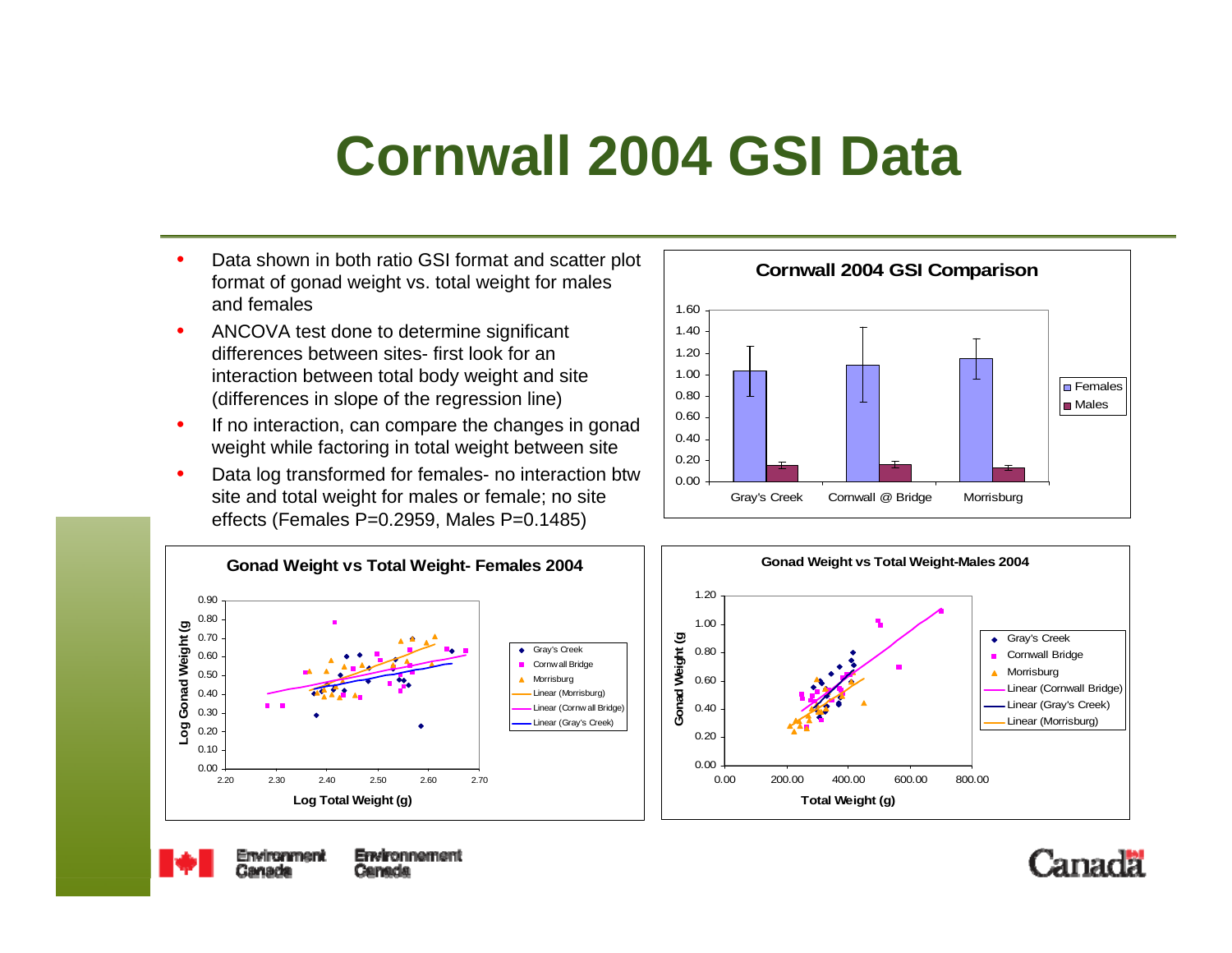# Cornwall 2004 GSI Data

- Data shown in both ratio GSI format and scatter plot format of gonad weight vs. total weight for males and females
- ANCOVA test done to determine significant differences between sites- first look for an interaction between total body weight and site (differences in slope of the regression line)
- If no interaction, can compare the changes in gonad weight while factoring in total weight between site
- Data log transformed for females- no interaction btw site and total weight for males or female; no site effects (Females P=0.2959, Males P=0.1485)

**Cornwall 2004 GSI Comparison**

Legend: Females, Males. Sites: Gray's Creek, Cornwall @ Bridge, Morrisburg. Y-axis: 0.00–1.60.

**Gonad Weight vs Total Weight- Females 2004**

X-axis: Log Total Weight (g) (2.20–2.70). Y-axis: Log Gonad Weight (g) (0.00–0.90). Legend: Gray's Creek, Cornwall Bridge, Morrisburg, Linear (Morrisburg), Linear (Cornwall Bridge), Linear (Gray's Creek).

**Gonad Weight vs Total Weight-Males 2004**

X-axis: Total Weight (g) (0.00–800.00). Y-axis: Gonad Weight (g) (0.00–1.20). Legend: Gray's Creek, Cornwall Bridge, Morrisburg, Linear (Cornwall Bridge), Linear (Gray's Creek), Linear (Morrisburg).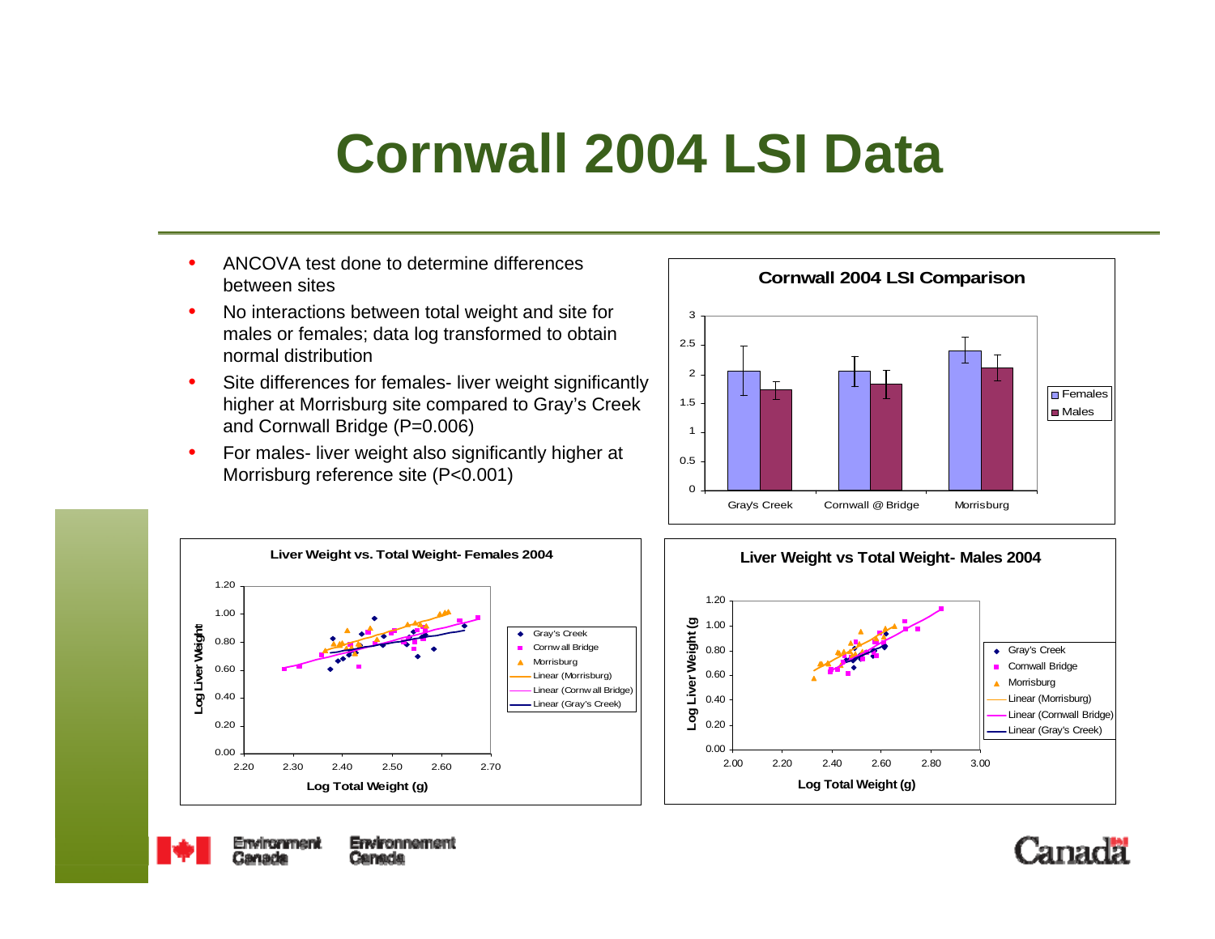# Cornwall 2004 LSI Data

- ANCOVA test done to determine differences between sites
- No interactions between total weight and site for males or females; data log transformed to obtain normal distribution
- Site differences for females- liver weight significantly higher at Morrisburg site compared to Gray's Creek and Cornwall Bridge (P=0.006)
- For males- liver weight also significantly higher at Morrisburg reference site (P<0.001)

**Cornwall 2004 LSI Comparison**

**Liver Weight vs. Total Weight- Females 2004**

**Liver Weight vs Total Weight- Males 2004**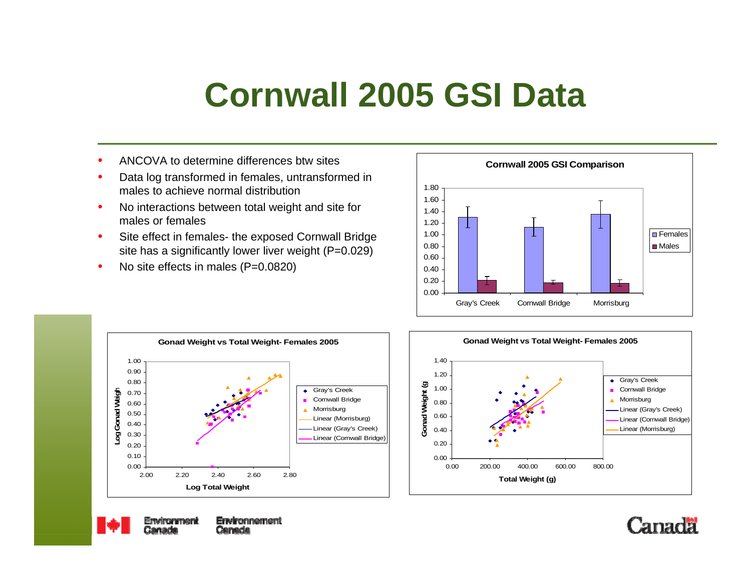# Cornwall 2005 GSI Data

- ANCOVA to determine differences btw sites
- Data log transformed in females, untransformed in males to achieve normal distribution
- No interactions between total weight and site for males or females
- Site effect in females- the exposed Cornwall Bridge site has a significantly lower liver weight (P=0.029)
- No site effects in males (P=0.0820)

**Cornwall 2005 GSI Comparison**

**Gonad Weight vs Total Weight- Females 2005**

**Gonad Weight vs Total Weight- Females 2005**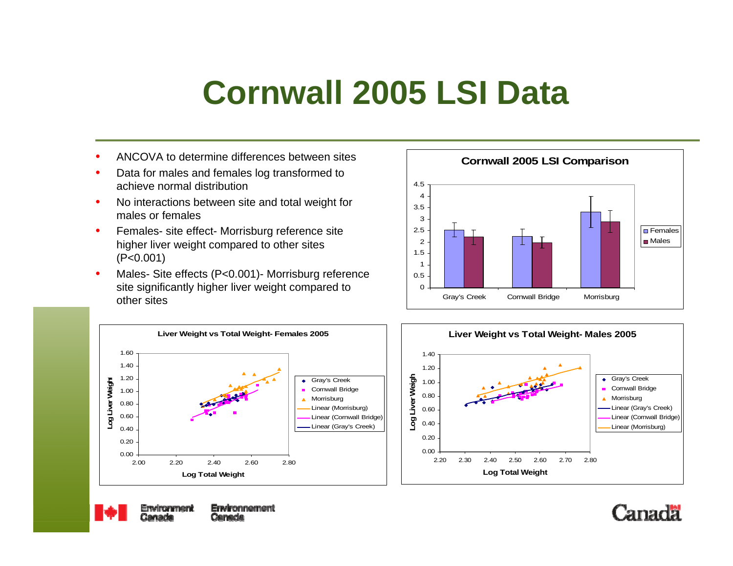# Cornwall 2005 LSI Data

- ANCOVA to determine differences between sites
- Data for males and females log transformed to achieve normal distribution
- No interactions between site and total weight for males or females
- Females- site effect- Morrisburg reference site higher liver weight compared to other sites ($P<0.001$)
- Males- Site effects ($P<0.001$)- Morrisburg reference site significantly higher liver weight compared to other sites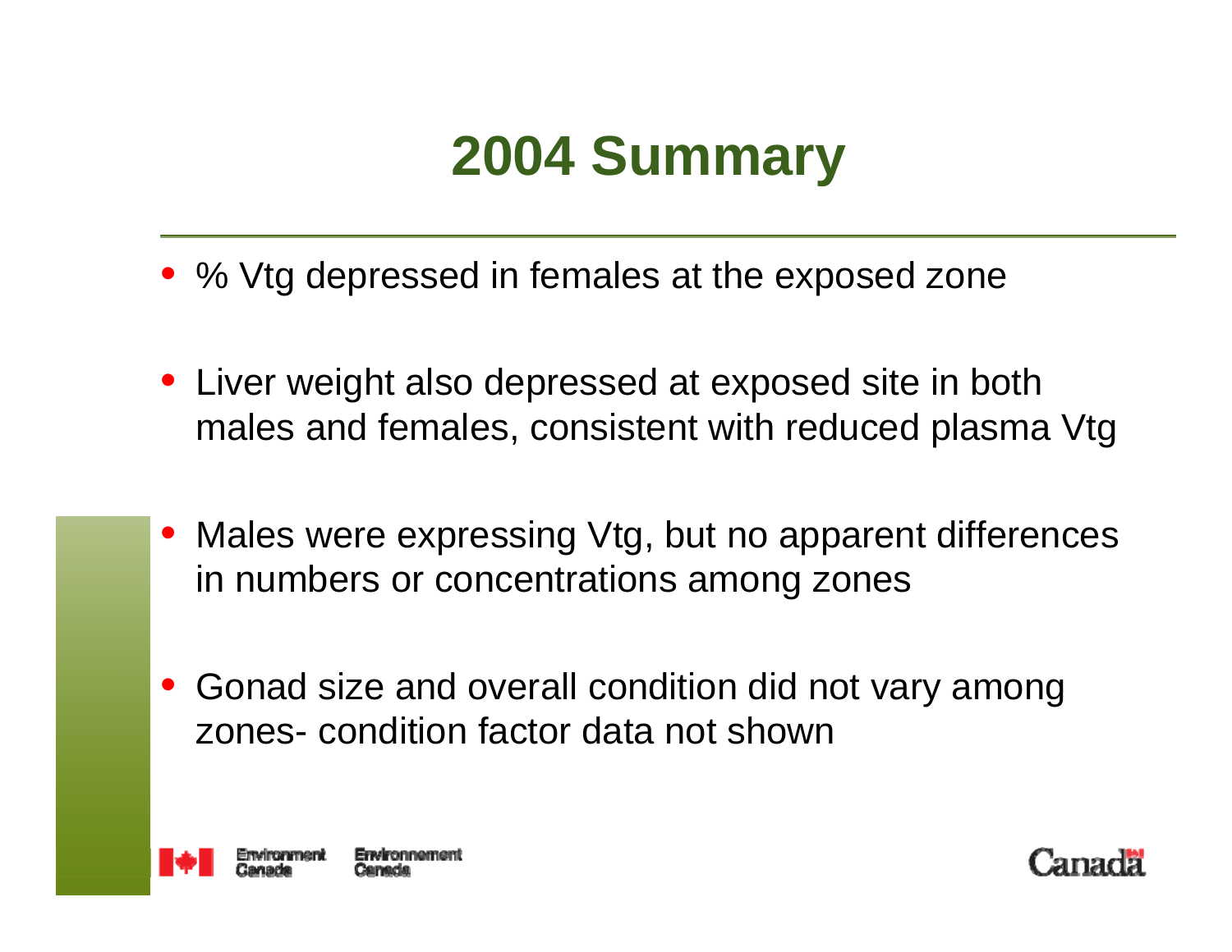# 2004 Summary

- % Vtg depressed in females at the exposed zone
- Liver weight also depressed at exposed site in both males and females, consistent with reduced plasma Vtg
- Males were expressing Vtg, but no apparent differences in numbers or concentrations among zones
- Gonad size and overall condition did not vary among zones- condition factor data not shown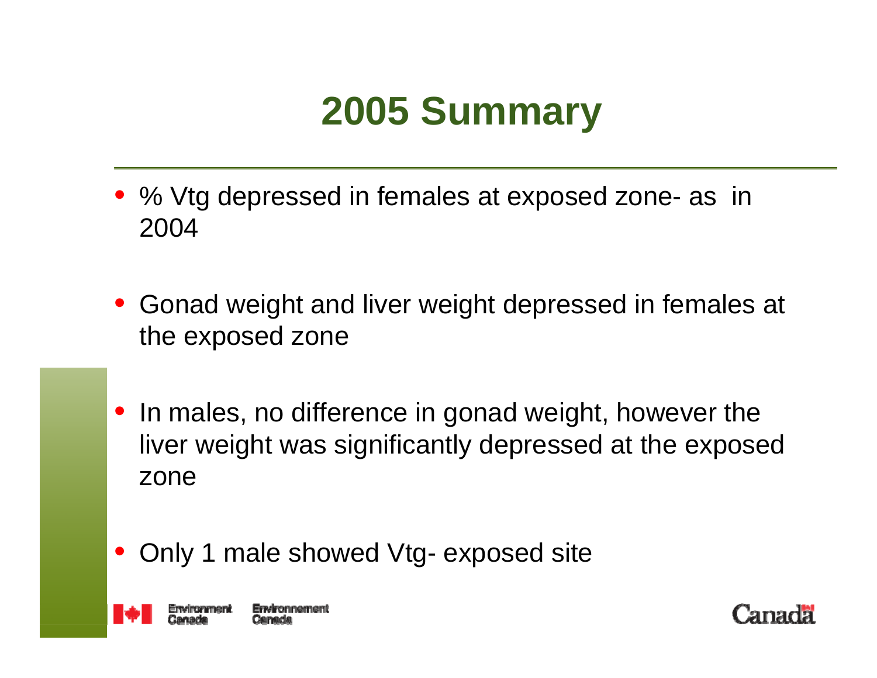# 2005 Summary

- % Vtg depressed in females at exposed zone- as in 2004
- Gonad weight and liver weight depressed in females at the exposed zone
- In males, no difference in gonad weight, however the liver weight was significantly depressed at the exposed zone
- Only 1 male showed Vtg- exposed site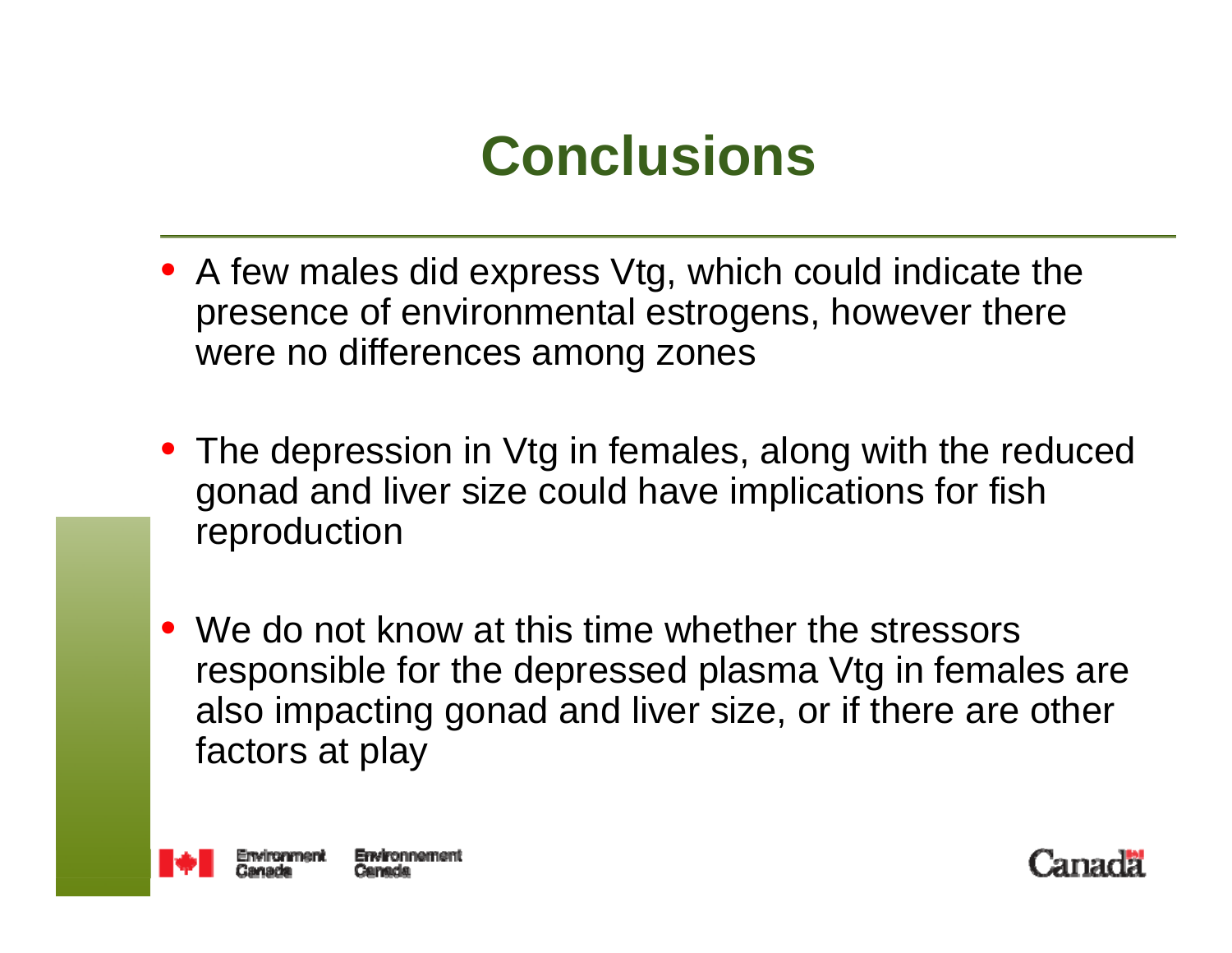# Conclusions

- A few males did express Vtg, which could indicate the presence of environmental estrogens, however there were no differences among zones
- The depression in Vtg in females, along with the reduced gonad and liver size could have implications for fish reproduction
- We do not know at this time whether the stressors responsible for the depressed plasma Vtg in females are also impacting gonad and liver size, or if there are other factors at play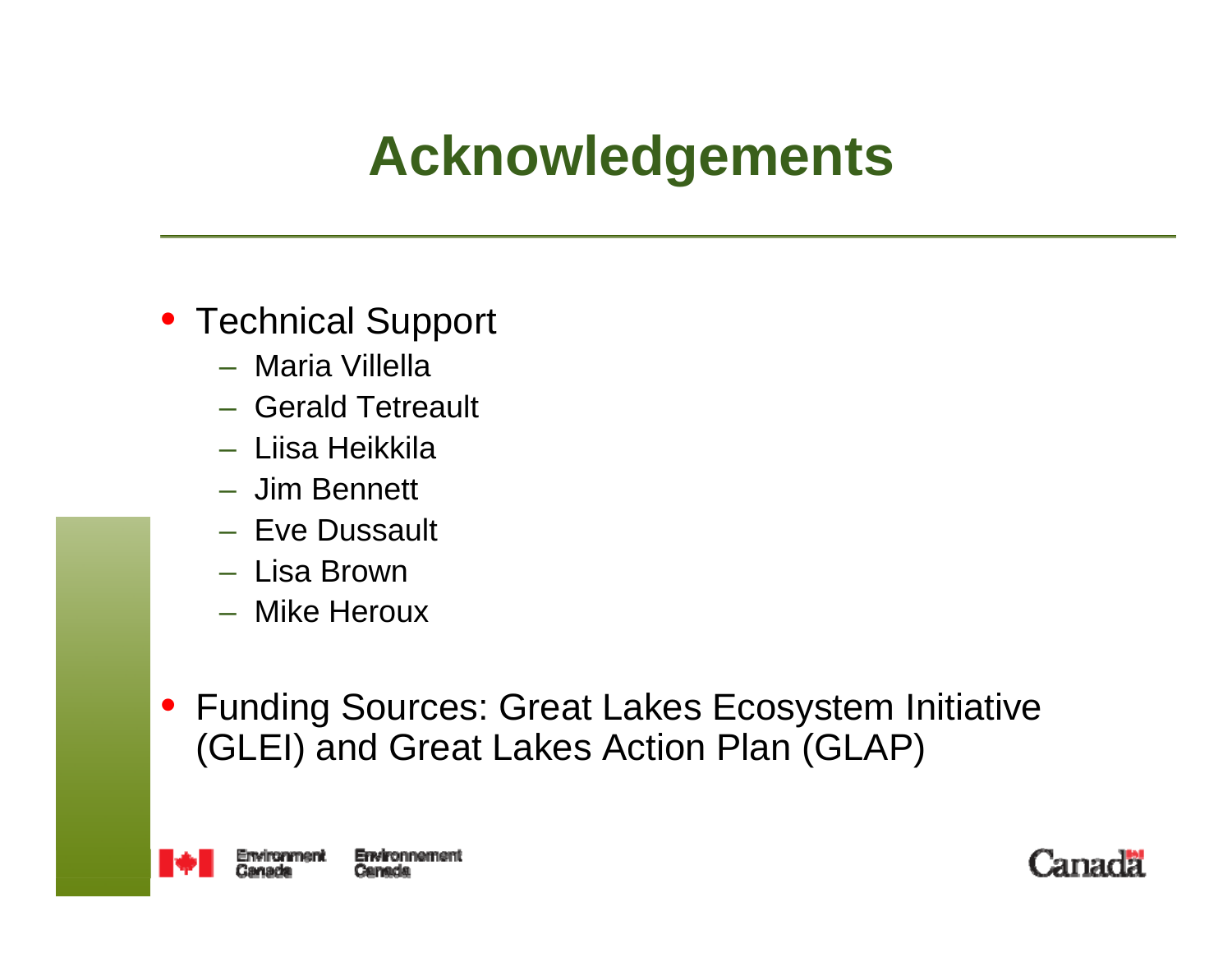# Acknowledgements

- Technical Support
  - Maria Villella
  - Gerald Tetreault
  - Liisa Heikkila
  - Jim Bennett
  - Eve Dussault
  - Lisa Brown
  - Mike Heroux
- Funding Sources: Great Lakes Ecosystem Initiative (GLEI) and Great Lakes Action Plan (GLAP)

Environment Canada Environnement Canada

Canada